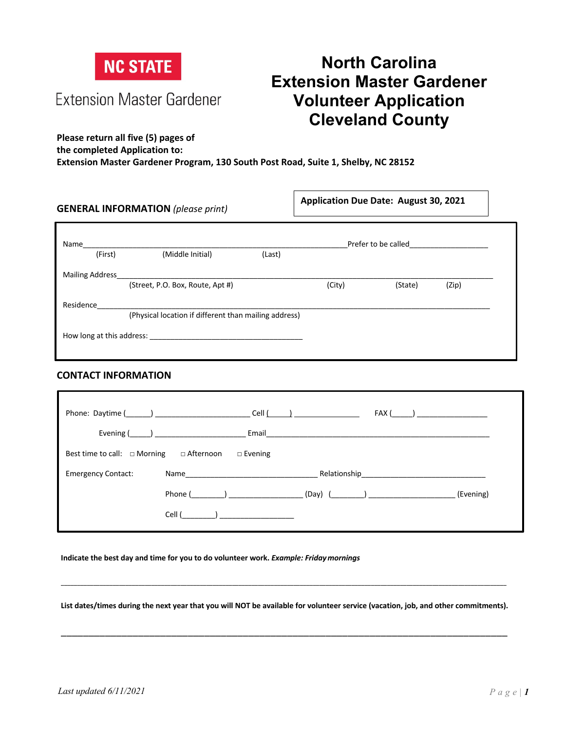**NC STATE**

Extension Master Gardener

# North Carolina Extension Master Gardener Volunteer Application Cleveland County

**Please return all five (5) pages of the completed Application to:**
**Extension Master Gardener Program, 130 South Post Road, Suite 1, Shelby, NC 28152**

**Application Due Date: August 30, 2021**

## GENERAL INFORMATION *(please print)*

Name_____________________________________________________________Prefer to be called__________________
(First) (Middle Initial) (Last)

Mailing Address______________________________________________________________________________________
(Street, P.O. Box, Route, Apt #) (City) (State) (Zip)

Residence____________________________________________________________________________________________
(Physical location if different than mailing address)

How long at this address: ____________________________________

## CONTACT INFORMATION

Phone: Daytime (______) ______________________ Cell (_____) _______________ FAX (_____) ________________

Evening (_____) _____________________ Email_____________________________________________________

Best time to call: □ Morning □ Afternoon □ Evening

Emergency Contact: Name______________________________ Relationship_____________________________

Phone (________) _________________ (Day) (________) ____________________ (Evening)

Cell (________) __________________

**Indicate the best day and time for you to do volunteer work.** ***Example: Friday mornings***

______________________________________________________________________________________________

**List dates/times during the next year that you will NOT be available for volunteer service (vacation, job, and other commitments).**

______________________________________________________________________________________________

*Last updated 6/11/2021*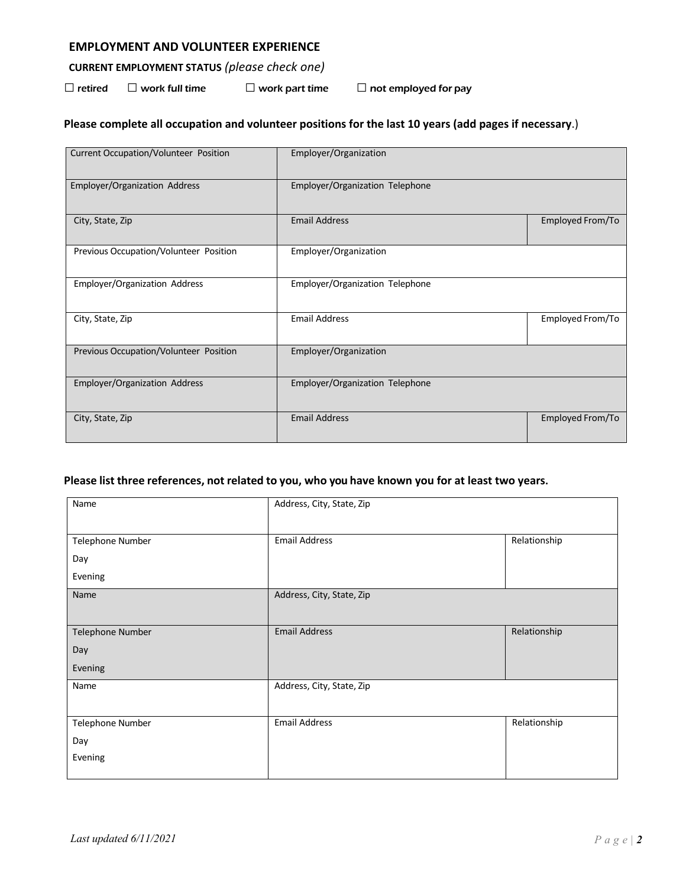## EMPLOYMENT AND VOLUNTEER EXPERIENCE

**CURRENT EMPLOYMENT STATUS** *(please check one)*

☐ retired ☐ work full time ☐ work part time ☐ not employed for pay

**Please complete all occupation and volunteer positions for the last 10 years (add pages if necessary.)**

| Current Occupation/Volunteer Position | Employer/Organization | |
|---|---|---|
| Employer/Organization Address | Employer/Organization Telephone | |
| City, State, Zip | Email Address | Employed From/To |
| Previous Occupation/Volunteer Position | Employer/Organization | |
| Employer/Organization Address | Employer/Organization Telephone | |
| City, State, Zip | Email Address | Employed From/To |
| Previous Occupation/Volunteer Position | Employer/Organization | |
| Employer/Organization Address | Employer/Organization Telephone | |
| City, State, Zip | Email Address | Employed From/To |

**Please list three references, not related to you, who you have known you for at least two years.**

| Name | Address, City, State, Zip | |
|---|---|---|
| Telephone Number<br>Day<br>Evening | Email Address | Relationship |
| Name | Address, City, State, Zip | |
| Telephone Number<br>Day<br>Evening | Email Address | Relationship |
| Name | Address, City, State, Zip | |
| Telephone Number<br>Day<br>Evening | Email Address | Relationship |

*Last updated 6/11/2021*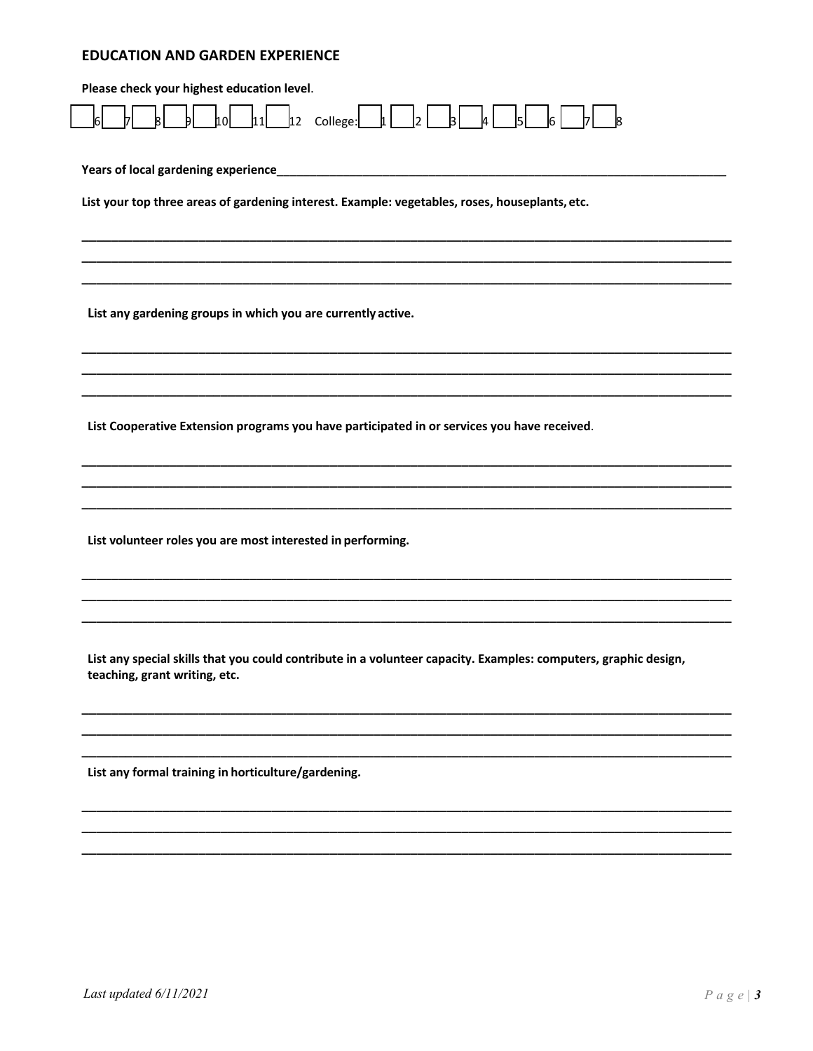## EDUCATION AND GARDEN EXPERIENCE

**Please check your highest education level**.

☐ 6 ☐ 7 ☐ 8 ☐ 9 ☐ 10 ☐ 11 ☐ 12 College: ☐ 1 ☐ 2 ☐ 3 ☐ 4 ☐ 5 ☐ 6 ☐ 7 ☐ 8

**Years of local gardening experience**\_\_\_\_\_\_\_\_\_\_\_\_\_\_\_\_\_\_\_\_\_\_\_\_\_\_\_\_\_\_\_\_\_\_\_\_\_\_\_\_

**List your top three areas of gardening interest. Example: vegetables, roses, houseplants, etc.**

\_\_\_\_\_\_\_\_\_\_\_\_\_\_\_\_\_\_\_\_\_\_\_\_\_\_\_\_\_\_\_\_\_\_\_\_\_\_\_\_\_\_\_\_\_\_\_\_\_\_\_\_\_\_\_\_\_\_\_\_\_\_\_\_

\_\_\_\_\_\_\_\_\_\_\_\_\_\_\_\_\_\_\_\_\_\_\_\_\_\_\_\_\_\_\_\_\_\_\_\_\_\_\_\_\_\_\_\_\_\_\_\_\_\_\_\_\_\_\_\_\_\_\_\_\_\_\_\_

\_\_\_\_\_\_\_\_\_\_\_\_\_\_\_\_\_\_\_\_\_\_\_\_\_\_\_\_\_\_\_\_\_\_\_\_\_\_\_\_\_\_\_\_\_\_\_\_\_\_\_\_\_\_\_\_\_\_\_\_\_\_\_\_

**List any gardening groups in which you are currently active.**

\_\_\_\_\_\_\_\_\_\_\_\_\_\_\_\_\_\_\_\_\_\_\_\_\_\_\_\_\_\_\_\_\_\_\_\_\_\_\_\_\_\_\_\_\_\_\_\_\_\_\_\_\_\_\_\_\_\_\_\_\_\_\_\_

\_\_\_\_\_\_\_\_\_\_\_\_\_\_\_\_\_\_\_\_\_\_\_\_\_\_\_\_\_\_\_\_\_\_\_\_\_\_\_\_\_\_\_\_\_\_\_\_\_\_\_\_\_\_\_\_\_\_\_\_\_\_\_\_

\_\_\_\_\_\_\_\_\_\_\_\_\_\_\_\_\_\_\_\_\_\_\_\_\_\_\_\_\_\_\_\_\_\_\_\_\_\_\_\_\_\_\_\_\_\_\_\_\_\_\_\_\_\_\_\_\_\_\_\_\_\_\_\_

**List Cooperative Extension programs you have participated in or services you have received**.

\_\_\_\_\_\_\_\_\_\_\_\_\_\_\_\_\_\_\_\_\_\_\_\_\_\_\_\_\_\_\_\_\_\_\_\_\_\_\_\_\_\_\_\_\_\_\_\_\_\_\_\_\_\_\_\_\_\_\_\_\_\_\_\_

\_\_\_\_\_\_\_\_\_\_\_\_\_\_\_\_\_\_\_\_\_\_\_\_\_\_\_\_\_\_\_\_\_\_\_\_\_\_\_\_\_\_\_\_\_\_\_\_\_\_\_\_\_\_\_\_\_\_\_\_\_\_\_\_

\_\_\_\_\_\_\_\_\_\_\_\_\_\_\_\_\_\_\_\_\_\_\_\_\_\_\_\_\_\_\_\_\_\_\_\_\_\_\_\_\_\_\_\_\_\_\_\_\_\_\_\_\_\_\_\_\_\_\_\_\_\_\_\_

**List volunteer roles you are most interested in performing.**

\_\_\_\_\_\_\_\_\_\_\_\_\_\_\_\_\_\_\_\_\_\_\_\_\_\_\_\_\_\_\_\_\_\_\_\_\_\_\_\_\_\_\_\_\_\_\_\_\_\_\_\_\_\_\_\_\_\_\_\_\_\_\_\_

\_\_\_\_\_\_\_\_\_\_\_\_\_\_\_\_\_\_\_\_\_\_\_\_\_\_\_\_\_\_\_\_\_\_\_\_\_\_\_\_\_\_\_\_\_\_\_\_\_\_\_\_\_\_\_\_\_\_\_\_\_\_\_\_

\_\_\_\_\_\_\_\_\_\_\_\_\_\_\_\_\_\_\_\_\_\_\_\_\_\_\_\_\_\_\_\_\_\_\_\_\_\_\_\_\_\_\_\_\_\_\_\_\_\_\_\_\_\_\_\_\_\_\_\_\_\_\_\_

**List any special skills that you could contribute in a volunteer capacity. Examples: computers, graphic design, teaching, grant writing, etc.**

\_\_\_\_\_\_\_\_\_\_\_\_\_\_\_\_\_\_\_\_\_\_\_\_\_\_\_\_\_\_\_\_\_\_\_\_\_\_\_\_\_\_\_\_\_\_\_\_\_\_\_\_\_\_\_\_\_\_\_\_\_\_\_\_

\_\_\_\_\_\_\_\_\_\_\_\_\_\_\_\_\_\_\_\_\_\_\_\_\_\_\_\_\_\_\_\_\_\_\_\_\_\_\_\_\_\_\_\_\_\_\_\_\_\_\_\_\_\_\_\_\_\_\_\_\_\_\_\_

\_\_\_\_\_\_\_\_\_\_\_\_\_\_\_\_\_\_\_\_\_\_\_\_\_\_\_\_\_\_\_\_\_\_\_\_\_\_\_\_\_\_\_\_\_\_\_\_\_\_\_\_\_\_\_\_\_\_\_\_\_\_\_\_

**List any formal training in horticulture/gardening.**

\_\_\_\_\_\_\_\_\_\_\_\_\_\_\_\_\_\_\_\_\_\_\_\_\_\_\_\_\_\_\_\_\_\_\_\_\_\_\_\_\_\_\_\_\_\_\_\_\_\_\_\_\_\_\_\_\_\_\_\_\_\_\_\_

\_\_\_\_\_\_\_\_\_\_\_\_\_\_\_\_\_\_\_\_\_\_\_\_\_\_\_\_\_\_\_\_\_\_\_\_\_\_\_\_\_\_\_\_\_\_\_\_\_\_\_\_\_\_\_\_\_\_\_\_\_\_\_\_

\_\_\_\_\_\_\_\_\_\_\_\_\_\_\_\_\_\_\_\_\_\_\_\_\_\_\_\_\_\_\_\_\_\_\_\_\_\_\_\_\_\_\_\_\_\_\_\_\_\_\_\_\_\_\_\_\_\_\_\_\_\_\_\_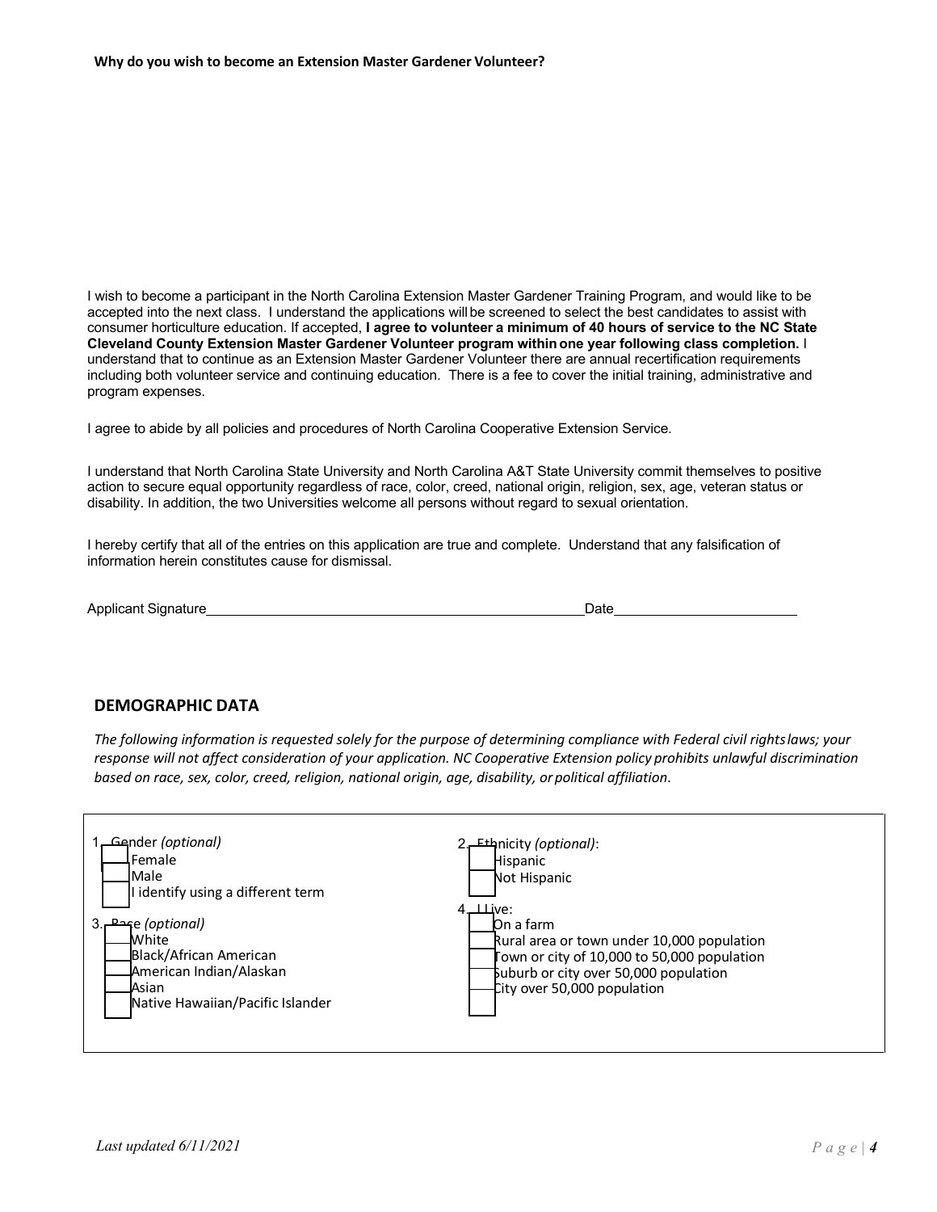**Why do you wish to become an Extension Master Gardener Volunteer?**

I wish to become a participant in the North Carolina Extension Master Gardener Training Program, and would like to be accepted into the next class. I understand the applications will be screened to select the best candidates to assist with consumer horticulture education. If accepted, **I agree to volunteer a minimum of 40 hours of service to the NC State Cleveland County Extension Master Gardener Volunteer program within one year following class completion.** I understand that to continue as an Extension Master Gardener Volunteer there are annual recertification requirements including both volunteer service and continuing education. There is a fee to cover the initial training, administrative and program expenses.

I agree to abide by all policies and procedures of North Carolina Cooperative Extension Service.

I understand that North Carolina State University and North Carolina A&T State University commit themselves to positive action to secure equal opportunity regardless of race, color, creed, national origin, religion, sex, age, veteran status or disability. In addition, the two Universities welcome all persons without regard to sexual orientation.

I hereby certify that all of the entries on this application are true and complete. Understand that any falsification of information herein constitutes cause for dismissal.

Applicant Signature\_\_\_\_\_\_\_\_\_\_\_\_\_\_\_\_\_\_\_\_\_\_\_\_\_\_\_\_\_\_\_\_\_\_\_\_\_\_\_\_ Date\_\_\_\_\_\_\_\_\_\_\_\_\_\_\_\_\_\_\_\_

## DEMOGRAPHIC DATA

*The following information is requested solely for the purpose of determining compliance with Federal civil rights laws; your response will not affect consideration of your application. NC Cooperative Extension policy prohibits unlawful discrimination based on race, sex, color, creed, religion, national origin, age, disability, or political affiliation.*

1. Gender *(optional)*
   - ☐ Female
   - ☐ Male
   - ☐ I identify using a different term

2. Ethnicity *(optional)*:
   - ☐ Hispanic
   - ☐ Not Hispanic

3. Race *(optional)*
   - ☐ White
   - ☐ Black/African American
   - ☐ American Indian/Alaskan
   - ☐ Asian
   - ☐ Native Hawaiian/Pacific Islander

4. I Live:
   - ☐ On a farm
   - ☐ Rural area or town under 10,000 population
   - ☐ Town or city of 10,000 to 50,000 population
   - ☐ Suburb or city over 50,000 population
   - ☐ City over 50,000 population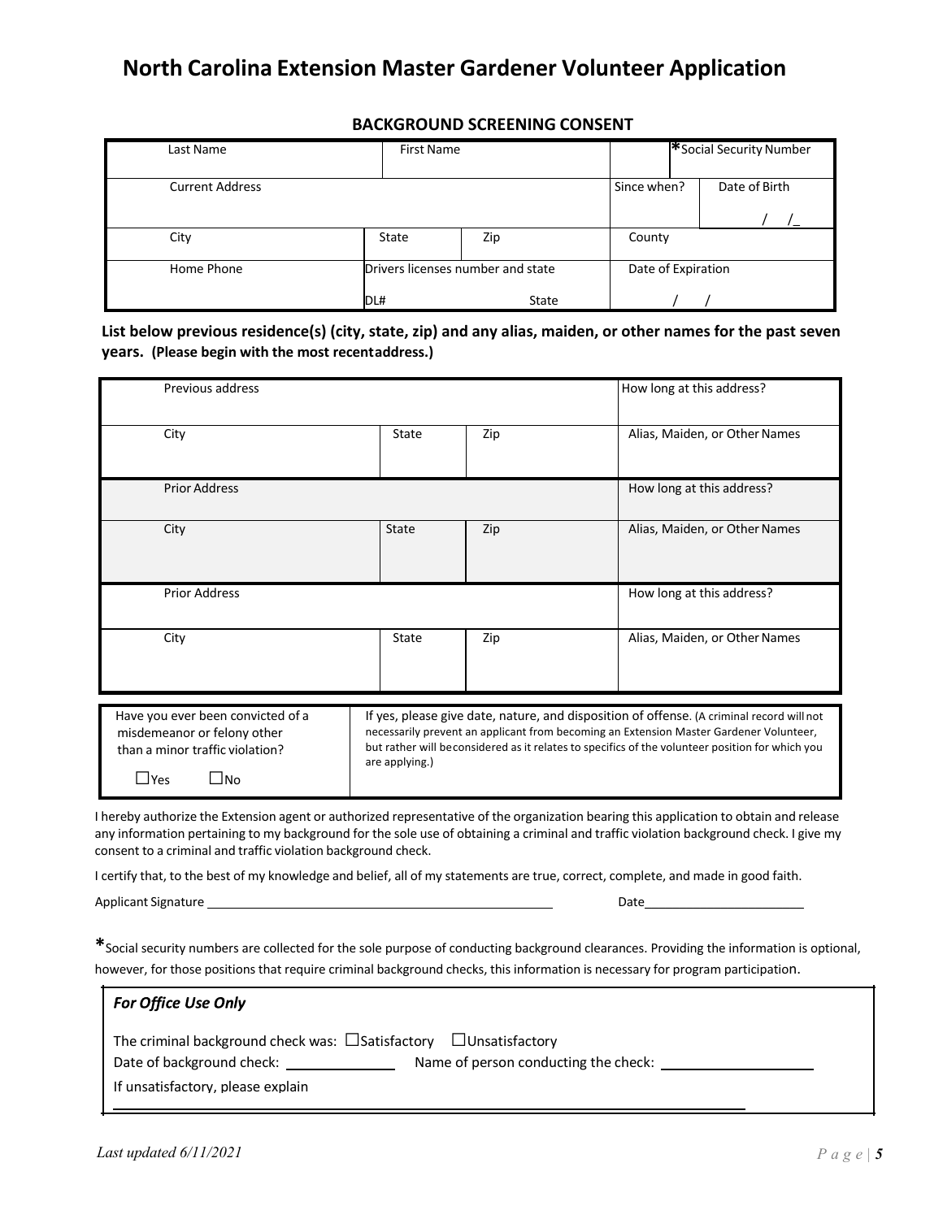# North Carolina Extension Master Gardener Volunteer Application

## BACKGROUND SCREENING CONSENT

| | | | | |
|---|---|---|---|---|
| Last Name | First Name | | | *Social Security Number |
| Current Address | | | Since when? | Date of Birth / / |
| City | State | Zip | County | |
| Home Phone | Drivers licenses number and state DL# State | | Date of Expiration / / | |

**List below previous residence(s) (city, state, zip) and any alias, maiden, or other names for the past seven years. (Please begin with the most recent address.)**

| | | | |
|---|---|---|---|
| Previous address | | | How long at this address? |
| City | State | Zip | Alias, Maiden, or Other Names |
| Prior Address | | | How long at this address? |
| City | State | Zip | Alias, Maiden, or Other Names |
| Prior Address | | | How long at this address? |
| City | State | Zip | Alias, Maiden, or Other Names |

| | |
|---|---|
| Have you ever been convicted of a misdemeanor or felony other than a minor traffic violation? ☐Yes ☐No | If yes, please give date, nature, and disposition of offense. (A criminal record will not necessarily prevent an applicant from becoming an Extension Master Gardener Volunteer, but rather will be considered as it relates to specifics of the volunteer position for which you are applying.) |

I hereby authorize the Extension agent or authorized representative of the organization bearing this application to obtain and release any information pertaining to my background for the sole use of obtaining a criminal and traffic violation background check. I give my consent to a criminal and traffic violation background check.

I certify that, to the best of my knowledge and belief, all of my statements are true, correct, complete, and made in good faith.

Applicant Signature ______________________________ Date ____________

*Social security numbers are collected for the sole purpose of conducting background clearances. Providing the information is optional, however, for those positions that require criminal background checks, this information is necessary for program participation.

***For Office Use Only***

The criminal background check was: ☐Satisfactory ☐Unsatisfactory

Date of background check: ____________ Name of person conducting the check: ____________

If unsatisfactory, please explain

______________________________________________

*Last updated 6/11/2021*